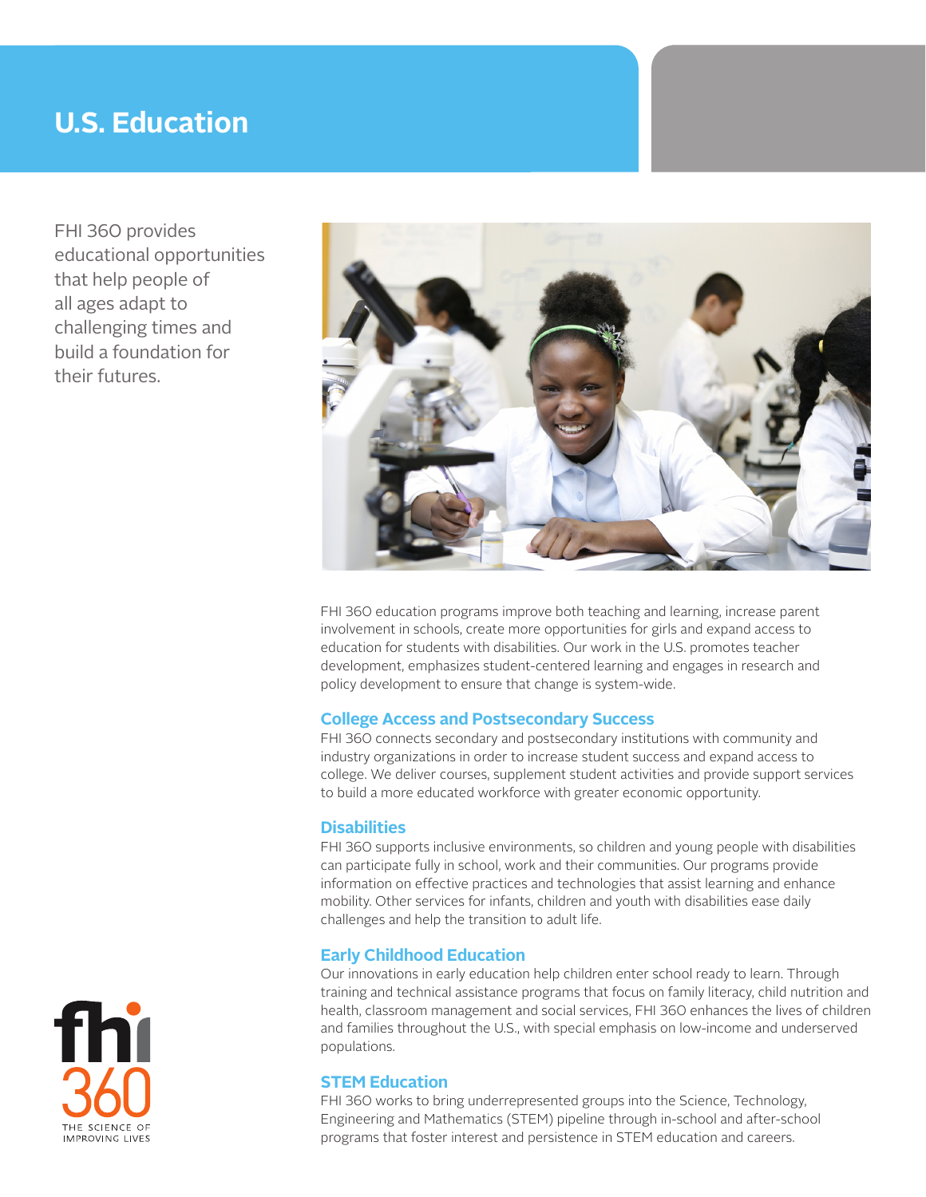# U.S. Education

FHI 360 provides educational opportunities that help people of all ages adapt to challenging times and build a foundation for their futures.

FHI 360 education programs improve both teaching and learning, increase parent involvement in schools, create more opportunities for girls and expand access to education for students with disabilities. Our work in the U.S. promotes teacher development, emphasizes student-centered learning and engages in research and policy development to ensure that change is system-wide.

## College Access and Postsecondary Success

FHI 360 connects secondary and postsecondary institutions with community and industry organizations in order to increase student success and expand access to college. We deliver courses, supplement student activities and provide support services to build a more educated workforce with greater economic opportunity.

## Disabilities

FHI 360 supports inclusive environments, so children and young people with disabilities can participate fully in school, work and their communities. Our programs provide information on effective practices and technologies that assist learning and enhance mobility. Other services for infants, children and youth with disabilities ease daily challenges and help the transition to adult life.

## Early Childhood Education

Our innovations in early education help children enter school ready to learn. Through training and technical assistance programs that focus on family literacy, child nutrition and health, classroom management and social services, FHI 360 enhances the lives of children and families throughout the U.S., with special emphasis on low-income and underserved populations.

## STEM Education

FHI 360 works to bring underrepresented groups into the Science, Technology, Engineering and Mathematics (STEM) pipeline through in-school and after-school programs that foster interest and persistence in STEM education and careers.

fhi 360 THE SCIENCE OF IMPROVING LIVES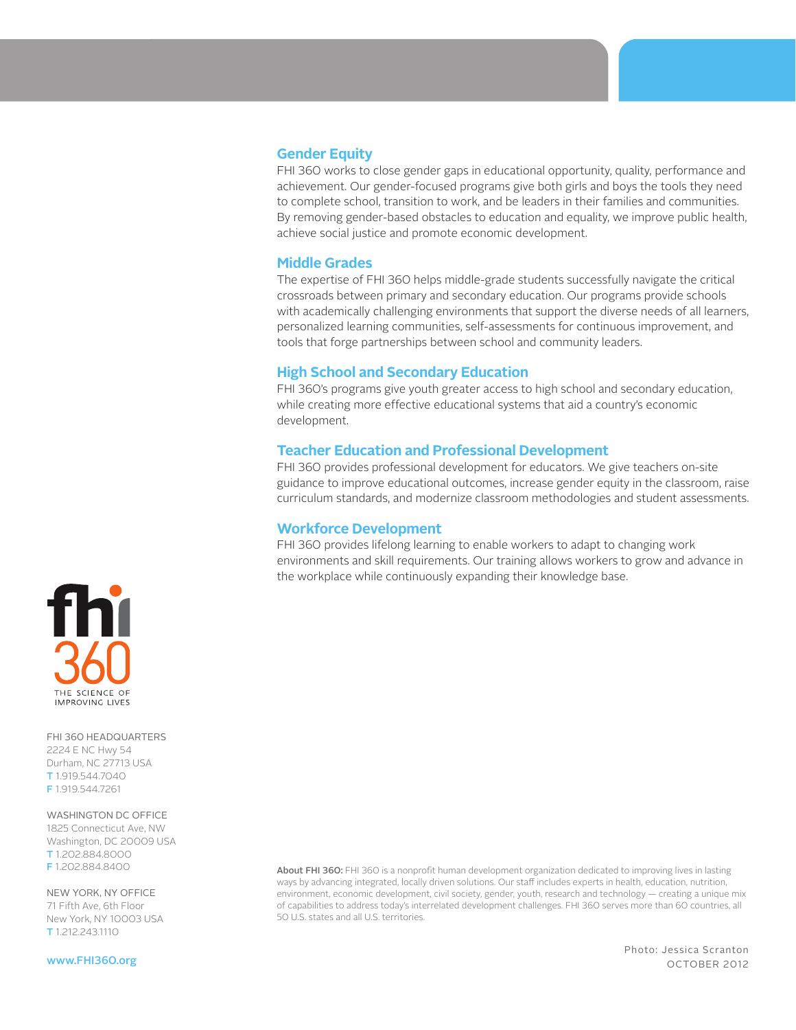## Gender Equity

FHI 360 works to close gender gaps in educational opportunity, quality, performance and achievement. Our gender-focused programs give both girls and boys the tools they need to complete school, transition to work, and be leaders in their families and communities. By removing gender-based obstacles to education and equality, we improve public health, achieve social justice and promote economic development.

## Middle Grades

The expertise of FHI 360 helps middle-grade students successfully navigate the critical crossroads between primary and secondary education. Our programs provide schools with academically challenging environments that support the diverse needs of all learners, personalized learning communities, self-assessments for continuous improvement, and tools that forge partnerships between school and community leaders.

## High School and Secondary Education

FHI 360's programs give youth greater access to high school and secondary education, while creating more effective educational systems that aid a country's economic development.

## Teacher Education and Professional Development

FHI 360 provides professional development for educators. We give teachers on-site guidance to improve educational outcomes, increase gender equity in the classroom, raise curriculum standards, and modernize classroom methodologies and student assessments.

## Workforce Development

FHI 360 provides lifelong learning to enable workers to adapt to changing work environments and skill requirements. Our training allows workers to grow and advance in the workplace while continuously expanding their knowledge base.

fhi 360
THE SCIENCE OF IMPROVING LIVES

FHI 360 HEADQUARTERS
2224 E NC Hwy 54
Durham, NC 27713 USA
T 1.919.544.7040
F 1.919.544.7261

WASHINGTON DC OFFICE
1825 Connecticut Ave, NW
Washington, DC 20009 USA
T 1.202.884.8000
F 1.202.884.8400

NEW YORK, NY OFFICE
71 Fifth Ave, 6th Floor
New York, NY 10003 USA
T 1.212.243.1110

www.FHI360.org

**About FHI 360:** FHI 360 is a nonprofit human development organization dedicated to improving lives in lasting ways by advancing integrated, locally driven solutions. Our staff includes experts in health, education, nutrition, environment, economic development, civil society, gender, youth, research and technology — creating a unique mix of capabilities to address today's interrelated development challenges. FHI 360 serves more than 60 countries, all 50 U.S. states and all U.S. territories.

Photo: Jessica Scranton
OCTOBER 2012